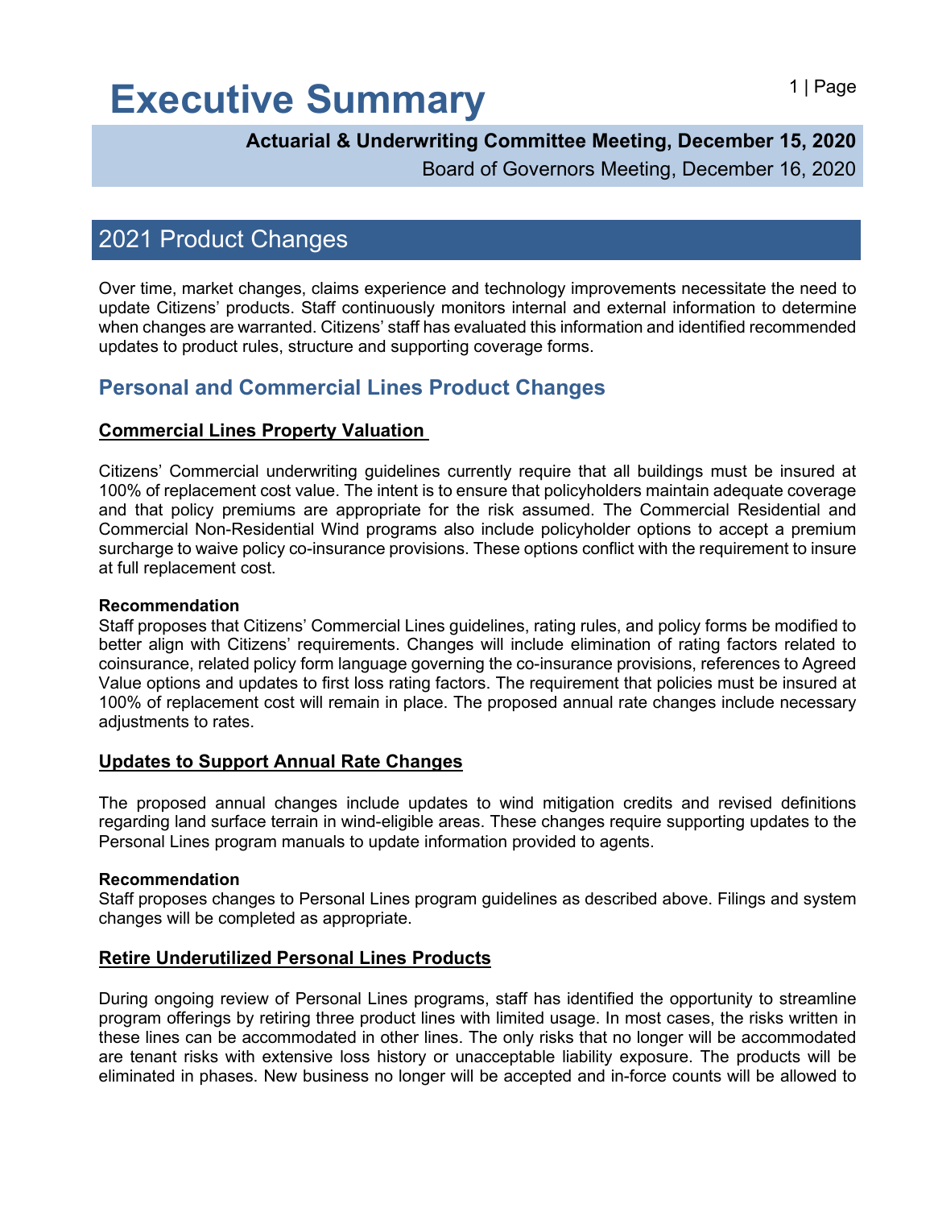# Executive Summary

**Actuarial & Underwriting Committee Meeting, December 15, 2020**
Board of Governors Meeting, December 16, 2020

## 2021 Product Changes

Over time, market changes, claims experience and technology improvements necessitate the need to update Citizens' products. Staff continuously monitors internal and external information to determine when changes are warranted. Citizens' staff has evaluated this information and identified recommended updates to product rules, structure and supporting coverage forms.

### Personal and Commercial Lines Product Changes

**Commercial Lines Property Valuation**

Citizens' Commercial underwriting guidelines currently require that all buildings must be insured at 100% of replacement cost value. The intent is to ensure that policyholders maintain adequate coverage and that policy premiums are appropriate for the risk assumed. The Commercial Residential and Commercial Non-Residential Wind programs also include policyholder options to accept a premium surcharge to waive policy co-insurance provisions. These options conflict with the requirement to insure at full replacement cost.

**Recommendation**
Staff proposes that Citizens' Commercial Lines guidelines, rating rules, and policy forms be modified to better align with Citizens' requirements. Changes will include elimination of rating factors related to coinsurance, related policy form language governing the co-insurance provisions, references to Agreed Value options and updates to first loss rating factors. The requirement that policies must be insured at 100% of replacement cost will remain in place. The proposed annual rate changes include necessary adjustments to rates.

**Updates to Support Annual Rate Changes**

The proposed annual changes include updates to wind mitigation credits and revised definitions regarding land surface terrain in wind-eligible areas. These changes require supporting updates to the Personal Lines program manuals to update information provided to agents.

**Recommendation**
Staff proposes changes to Personal Lines program guidelines as described above. Filings and system changes will be completed as appropriate.

**Retire Underutilized Personal Lines Products**

During ongoing review of Personal Lines programs, staff has identified the opportunity to streamline program offerings by retiring three product lines with limited usage. In most cases, the risks written in these lines can be accommodated in other lines. The only risks that no longer will be accommodated are tenant risks with extensive loss history or unacceptable liability exposure. The products will be eliminated in phases. New business no longer will be accepted and in-force counts will be allowed to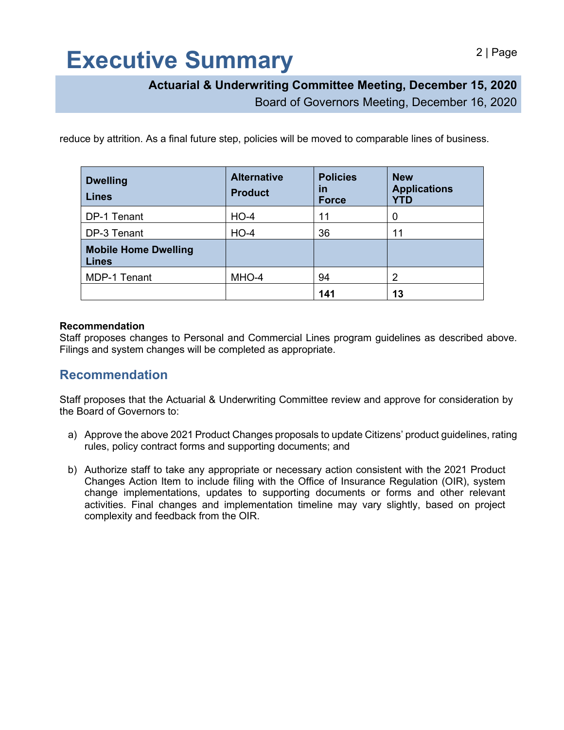reduce by attrition. As a final future step, policies will be moved to comparable lines of business.

| Dwelling Lines | Alternative Product | Policies in Force | New Applications YTD |
|---|---|---|---|
| DP-1 Tenant | HO-4 | 11 | 0 |
| DP-3 Tenant | HO-4 | 36 | 11 |
| **Mobile Home Dwelling Lines** | | | |
| MDP-1 Tenant | MHO-4 | 94 | 2 |
| | | **141** | **13** |

**Recommendation**
Staff proposes changes to Personal and Commercial Lines program guidelines as described above. Filings and system changes will be completed as appropriate.

## Recommendation

Staff proposes that the Actuarial & Underwriting Committee review and approve for consideration by the Board of Governors to:

a) Approve the above 2021 Product Changes proposals to update Citizens' product guidelines, rating rules, policy contract forms and supporting documents; and

b) Authorize staff to take any appropriate or necessary action consistent with the 2021 Product Changes Action Item to include filing with the Office of Insurance Regulation (OIR), system change implementations, updates to supporting documents or forms and other relevant activities. Final changes and implementation timeline may vary slightly, based on project complexity and feedback from the OIR.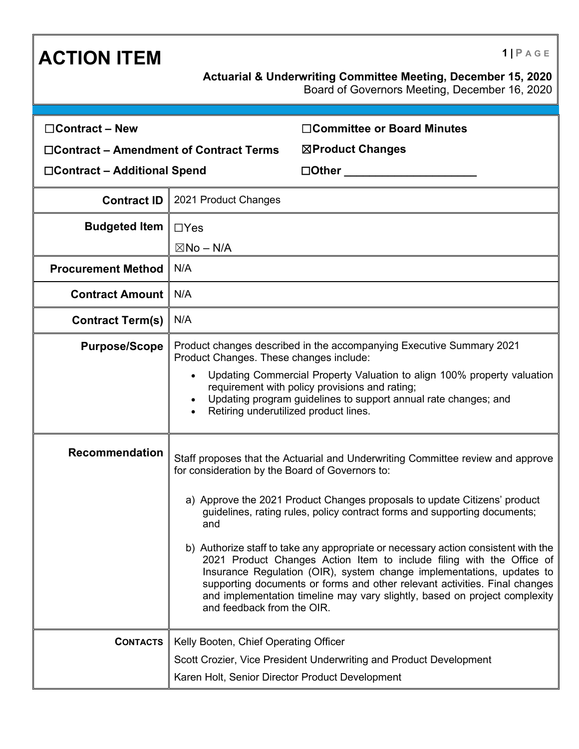# ACTION ITEM

**Actuarial & Underwriting Committee Meeting, December 15, 2020**
Board of Governors Meeting, December 16, 2020

| | |
|---|---|
| ☐**Contract – New** | ☐**Committee or Board Minutes** |
| ☐**Contract – Amendment of Contract Terms** | ☒**Product Changes** |
| ☐**Contract – Additional Spend** | ☐**Other** ____________________ |

| | |
|---|---|
| **Contract ID** | 2021 Product Changes |
| **Budgeted Item** | ☐Yes<br>☒No – N/A |
| **Procurement Method** | N/A |
| **Contract Amount** | N/A |
| **Contract Term(s)** | N/A |
| **Purpose/Scope** | Product changes described in the accompanying Executive Summary 2021 Product Changes. These changes include:<br>• Updating Commercial Property Valuation to align 100% property valuation requirement with policy provisions and rating;<br>• Updating program guidelines to support annual rate changes; and<br>• Retiring underutilized product lines. |
| **Recommendation** | Staff proposes that the Actuarial and Underwriting Committee review and approve for consideration by the Board of Governors to:<br>a) Approve the 2021 Product Changes proposals to update Citizens' product guidelines, rating rules, policy contract forms and supporting documents; and<br>b) Authorize staff to take any appropriate or necessary action consistent with the 2021 Product Changes Action Item to include filing with the Office of Insurance Regulation (OIR), system change implementations, updates to supporting documents or forms and other relevant activities. Final changes and implementation timeline may vary slightly, based on project complexity and feedback from the OIR. |
| **CONTACTS** | Kelly Booten, Chief Operating Officer<br>Scott Crozier, Vice President Underwriting and Product Development<br>Karen Holt, Senior Director Product Development |